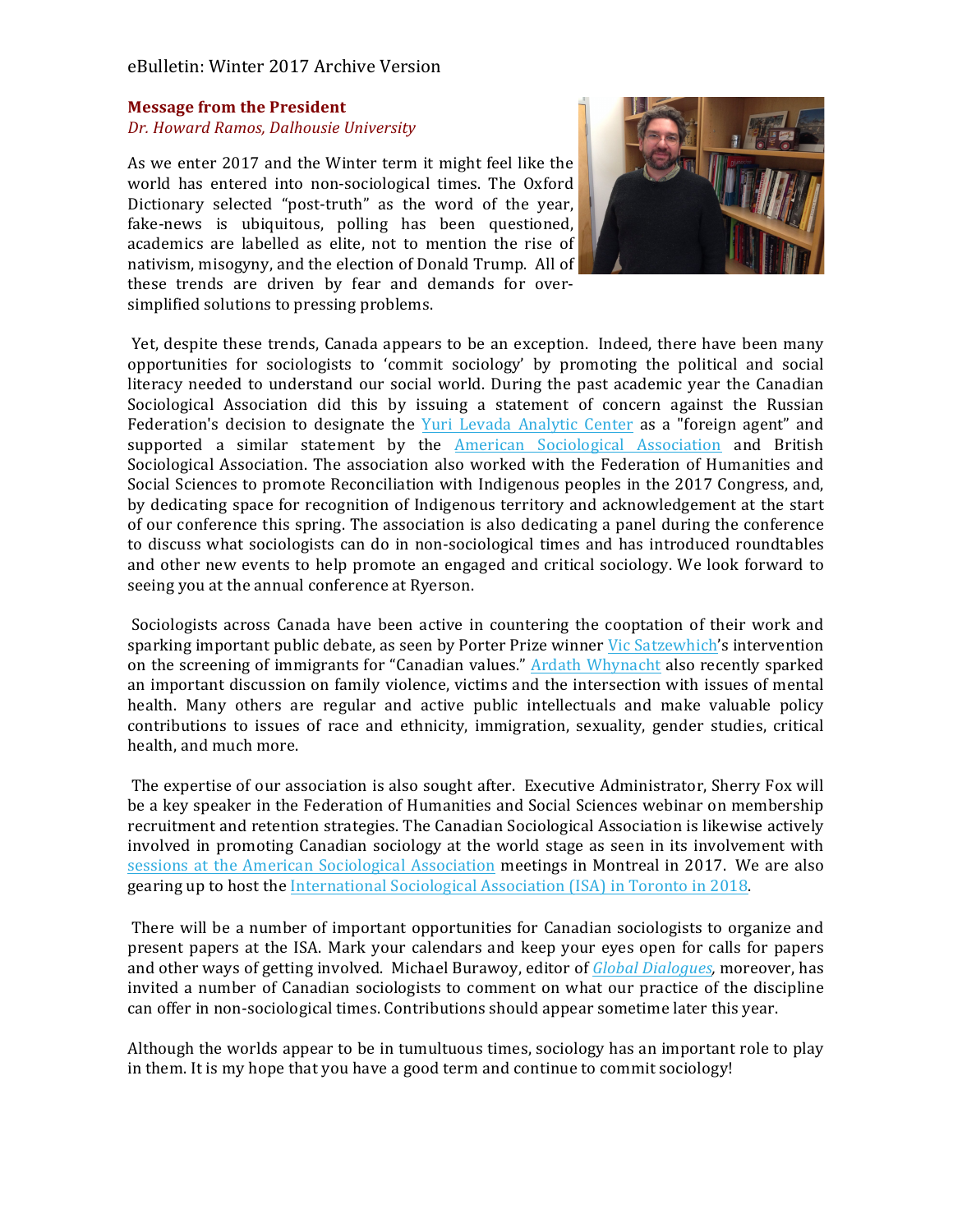eBulletin: Winter 2017 Archive Version

**Message from the President**
*Dr. Howard Ramos, Dalhousie University*

As we enter 2017 and the Winter term it might feel like the world has entered into non-sociological times. The Oxford Dictionary selected "post-truth" as the word of the year, fake-news is ubiquitous, polling has been questioned, academics are labelled as elite, not to mention the rise of nativism, misogyny, and the election of Donald Trump. All of these trends are driven by fear and demands for over-simplified solutions to pressing problems.

Yet, despite these trends, Canada appears to be an exception. Indeed, there have been many opportunities for sociologists to 'commit sociology' by promoting the political and social literacy needed to understand our social world. During the past academic year the Canadian Sociological Association did this by issuing a statement of concern against the Russian Federation's decision to designate the Yuri Levada Analytic Center as a "foreign agent" and supported a similar statement by the American Sociological Association and British Sociological Association. The association also worked with the Federation of Humanities and Social Sciences to promote Reconciliation with Indigenous peoples in the 2017 Congress, and, by dedicating space for recognition of Indigenous territory and acknowledgement at the start of our conference this spring. The association is also dedicating a panel during the conference to discuss what sociologists can do in non-sociological times and has introduced roundtables and other new events to help promote an engaged and critical sociology. We look forward to seeing you at the annual conference at Ryerson.

Sociologists across Canada have been active in countering the cooptation of their work and sparking important public debate, as seen by Porter Prize winner Vic Satzewhich's intervention on the screening of immigrants for "Canadian values." Ardath Whynacht also recently sparked an important discussion on family violence, victims and the intersection with issues of mental health. Many others are regular and active public intellectuals and make valuable policy contributions to issues of race and ethnicity, immigration, sexuality, gender studies, critical health, and much more.

The expertise of our association is also sought after. Executive Administrator, Sherry Fox will be a key speaker in the Federation of Humanities and Social Sciences webinar on membership recruitment and retention strategies. The Canadian Sociological Association is likewise actively involved in promoting Canadian sociology at the world stage as seen in its involvement with sessions at the American Sociological Association meetings in Montreal in 2017. We are also gearing up to host the International Sociological Association (ISA) in Toronto in 2018.

There will be a number of important opportunities for Canadian sociologists to organize and present papers at the ISA. Mark your calendars and keep your eyes open for calls for papers and other ways of getting involved. Michael Burawoy, editor of *Global Dialogues*, moreover, has invited a number of Canadian sociologists to comment on what our practice of the discipline can offer in non-sociological times. Contributions should appear sometime later this year.

Although the worlds appear to be in tumultuous times, sociology has an important role to play in them. It is my hope that you have a good term and continue to commit sociology!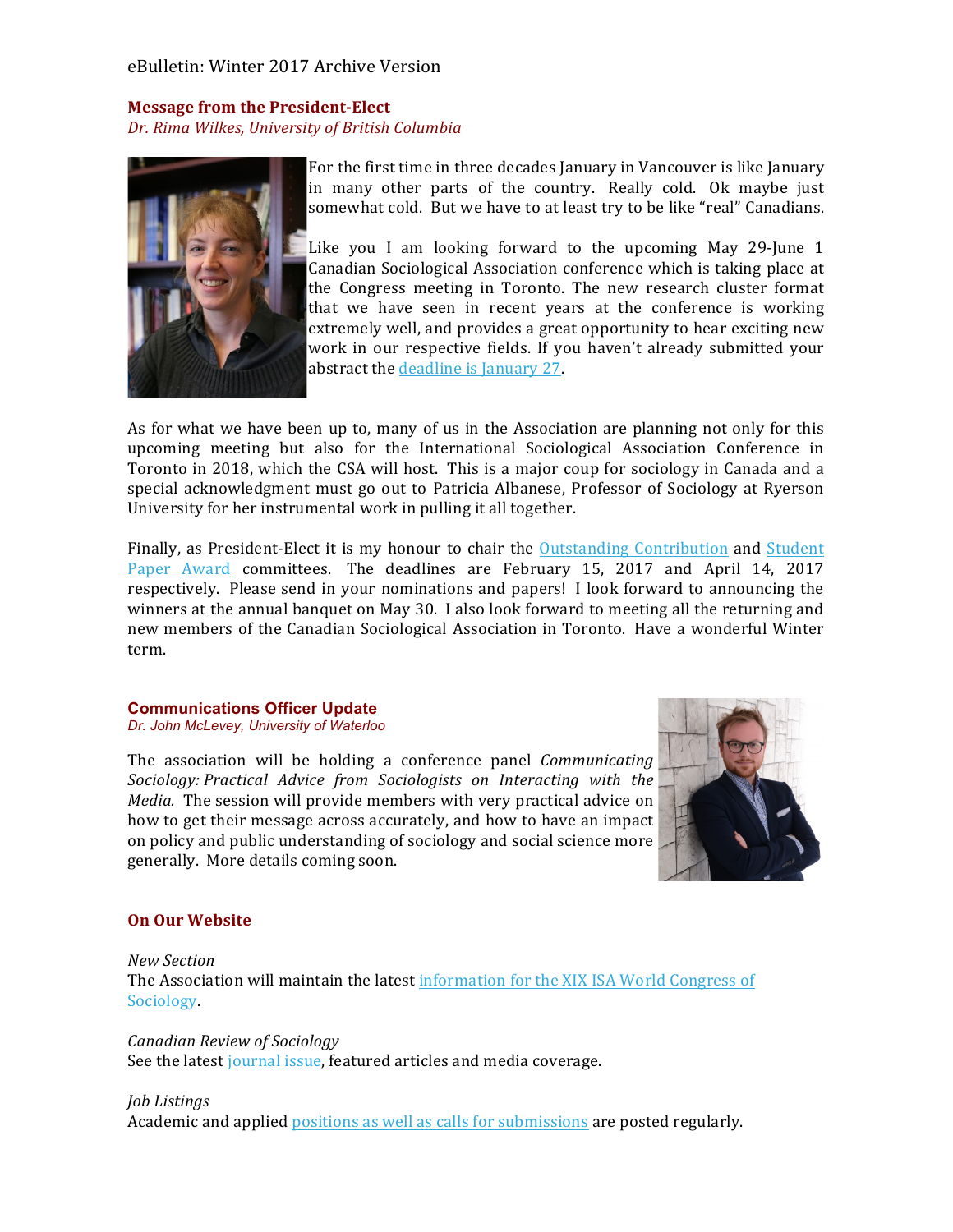eBulletin: Winter 2017 Archive Version

## Message from the President-Elect

*Dr. Rima Wilkes, University of British Columbia*

For the first time in three decades January in Vancouver is like January in many other parts of the country. Really cold. Ok maybe just somewhat cold. But we have to at least try to be like "real" Canadians.

Like you I am looking forward to the upcoming May 29-June 1 Canadian Sociological Association conference which is taking place at the Congress meeting in Toronto. The new research cluster format that we have seen in recent years at the conference is working extremely well, and provides a great opportunity to hear exciting new work in our respective fields. If you haven't already submitted your abstract the deadline is January 27.

As for what we have been up to, many of us in the Association are planning not only for this upcoming meeting but also for the International Sociological Association Conference in Toronto in 2018, which the CSA will host. This is a major coup for sociology in Canada and a special acknowledgment must go out to Patricia Albanese, Professor of Sociology at Ryerson University for her instrumental work in pulling it all together.

Finally, as President-Elect it is my honour to chair the Outstanding Contribution and Student Paper Award committees. The deadlines are February 15, 2017 and April 14, 2017 respectively. Please send in your nominations and papers! I look forward to announcing the winners at the annual banquet on May 30. I also look forward to meeting all the returning and new members of the Canadian Sociological Association in Toronto. Have a wonderful Winter term.

## Communications Officer Update

*Dr. John McLevey, University of Waterloo*

The association will be holding a conference panel *Communicating Sociology: Practical Advice from Sociologists on Interacting with the Media.* The session will provide members with very practical advice on how to get their message across accurately, and how to have an impact on policy and public understanding of sociology and social science more generally. More details coming soon.

## On Our Website

*New Section*
The Association will maintain the latest information for the XIX ISA World Congress of Sociology.

*Canadian Review of Sociology*
See the latest journal issue, featured articles and media coverage.

*Job Listings*
Academic and applied positions as well as calls for submissions are posted regularly.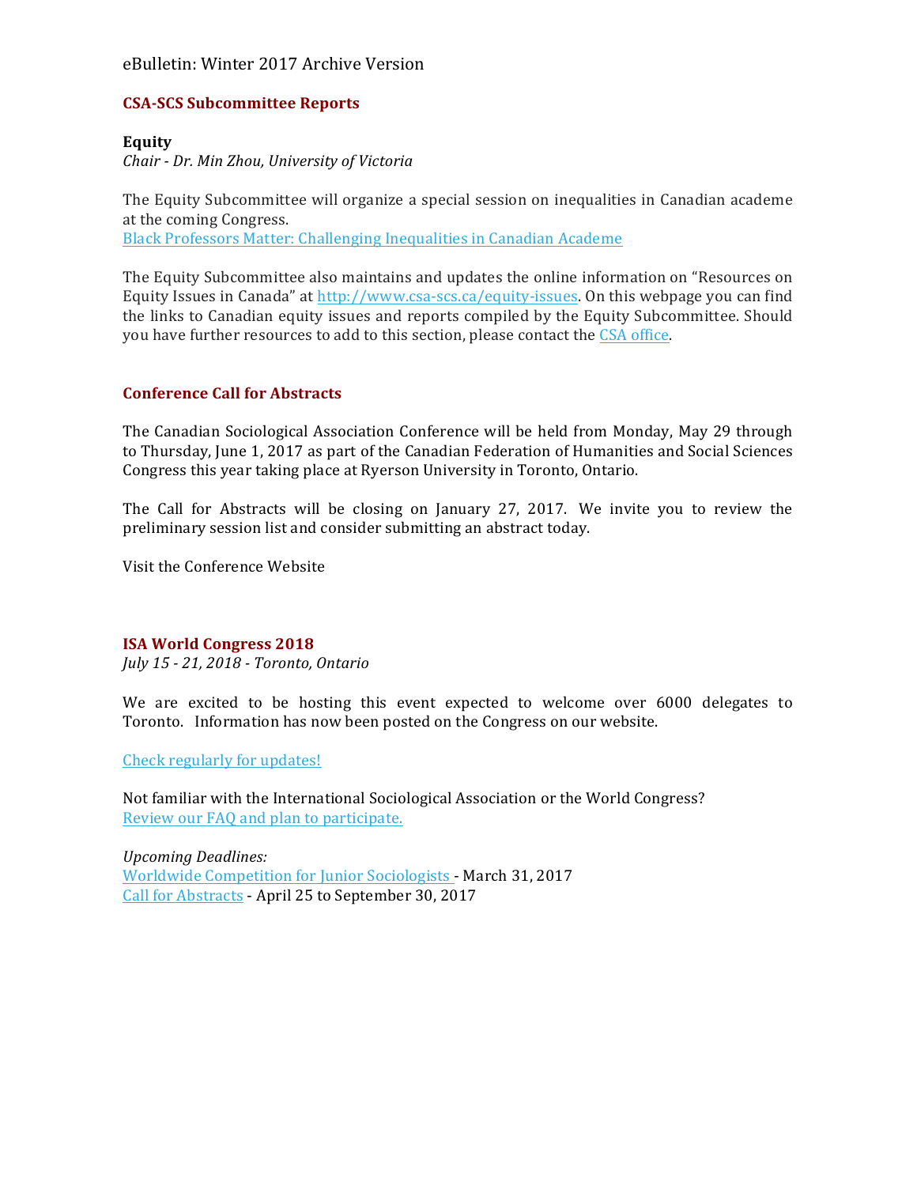eBulletin: Winter 2017 Archive Version

## CSA-SCS Subcommittee Reports

**Equity**

*Chair - Dr. Min Zhou, University of Victoria*

The Equity Subcommittee will organize a special session on inequalities in Canadian academe at the coming Congress.
Black Professors Matter: Challenging Inequalities in Canadian Academe

The Equity Subcommittee also maintains and updates the online information on "Resources on Equity Issues in Canada" at http://www.csa-scs.ca/equity-issues. On this webpage you can find the links to Canadian equity issues and reports compiled by the Equity Subcommittee. Should you have further resources to add to this section, please contact the CSA office.

## Conference Call for Abstracts

The Canadian Sociological Association Conference will be held from Monday, May 29 through to Thursday, June 1, 2017 as part of the Canadian Federation of Humanities and Social Sciences Congress this year taking place at Ryerson University in Toronto, Ontario.

The Call for Abstracts will be closing on January 27, 2017. We invite you to review the preliminary session list and consider submitting an abstract today.

Visit the Conference Website

## ISA World Congress 2018

*July 15 - 21, 2018 - Toronto, Ontario*

We are excited to be hosting this event expected to welcome over 6000 delegates to Toronto. Information has now been posted on the Congress on our website.

Check regularly for updates!

Not familiar with the International Sociological Association or the World Congress?
Review our FAQ and plan to participate.

*Upcoming Deadlines:*
Worldwide Competition for Junior Sociologists - March 31, 2017
Call for Abstracts - April 25 to September 30, 2017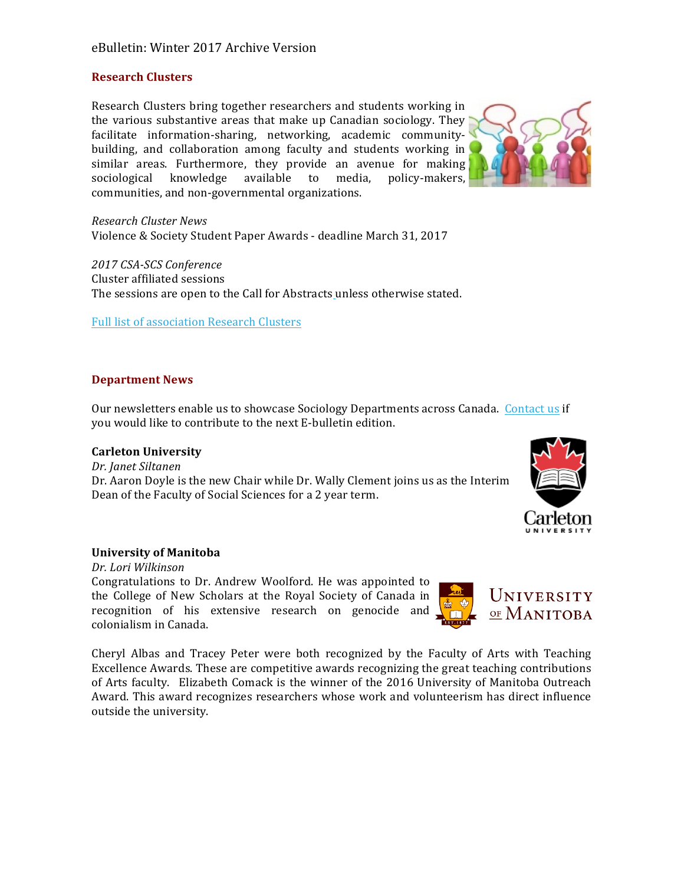eBulletin: Winter 2017 Archive Version

## Research Clusters

Research Clusters bring together researchers and students working in the various substantive areas that make up Canadian sociology. They facilitate information-sharing, networking, academic community-building, and collaboration among faculty and students working in similar areas. Furthermore, they provide an avenue for making sociological knowledge available to media, policy-makers, communities, and non-governmental organizations.

*Research Cluster News*
Violence & Society Student Paper Awards - deadline March 31, 2017

*2017 CSA-SCS Conference*
Cluster affiliated sessions
The sessions are open to the Call for Abstracts unless otherwise stated.

Full list of association Research Clusters

## Department News

Our newsletters enable us to showcase Sociology Departments across Canada. Contact us if you would like to contribute to the next E-bulletin edition.

**Carleton University**
*Dr. Janet Siltanen*
Dr. Aaron Doyle is the new Chair while Dr. Wally Clement joins us as the Interim Dean of the Faculty of Social Sciences for a 2 year term.

**University of Manitoba**
*Dr. Lori Wilkinson*
Congratulations to Dr. Andrew Woolford. He was appointed to the College of New Scholars at the Royal Society of Canada in recognition of his extensive research on genocide and colonialism in Canada.

Cheryl Albas and Tracey Peter were both recognized by the Faculty of Arts with Teaching Excellence Awards. These are competitive awards recognizing the great teaching contributions of Arts faculty. Elizabeth Comack is the winner of the 2016 University of Manitoba Outreach Award. This award recognizes researchers whose work and volunteerism has direct influence outside the university.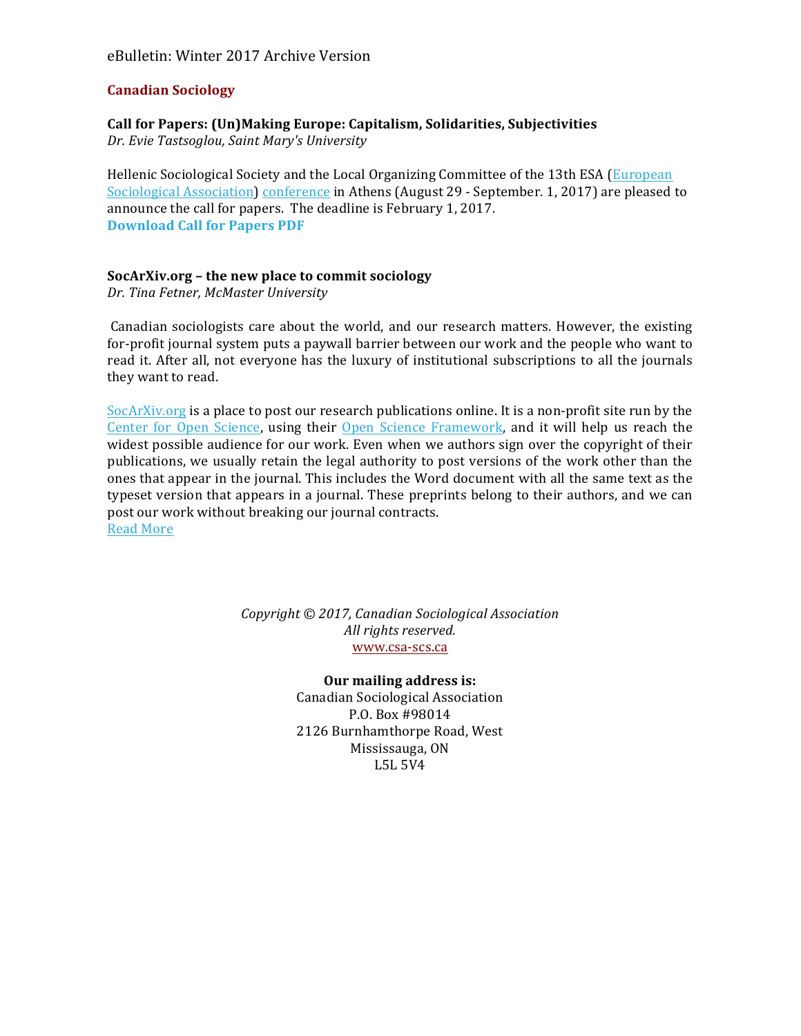eBulletin: Winter 2017 Archive Version

## Canadian Sociology

### Call for Papers: (Un)Making Europe: Capitalism, Solidarities, Subjectivities

*Dr. Evie Tastsoglou, Saint Mary's University*

Hellenic Sociological Society and the Local Organizing Committee of the 13th ESA (European Sociological Association) conference in Athens (August 29 - September. 1, 2017) are pleased to announce the call for papers. The deadline is February 1, 2017.

**Download Call for Papers PDF**

### SocArXiv.org – the new place to commit sociology

*Dr. Tina Fetner, McMaster University*

Canadian sociologists care about the world, and our research matters. However, the existing for-profit journal system puts a paywall barrier between our work and the people who want to read it. After all, not everyone has the luxury of institutional subscriptions to all the journals they want to read.

SocArXiv.org is a place to post our research publications online. It is a non-profit site run by the Center for Open Science, using their Open Science Framework, and it will help us reach the widest possible audience for our work. Even when we authors sign over the copyright of their publications, we usually retain the legal authority to post versions of the work other than the ones that appear in the journal. This includes the Word document with all the same text as the typeset version that appears in a journal. These preprints belong to their authors, and we can post our work without breaking our journal contracts.

Read More

*Copyright © 2017, Canadian Sociological Association*
*All rights reserved.*
www.csa-scs.ca

**Our mailing address is:**
Canadian Sociological Association
P.O. Box #98014
2126 Burnhamthorpe Road, West
Mississauga, ON
L5L 5V4